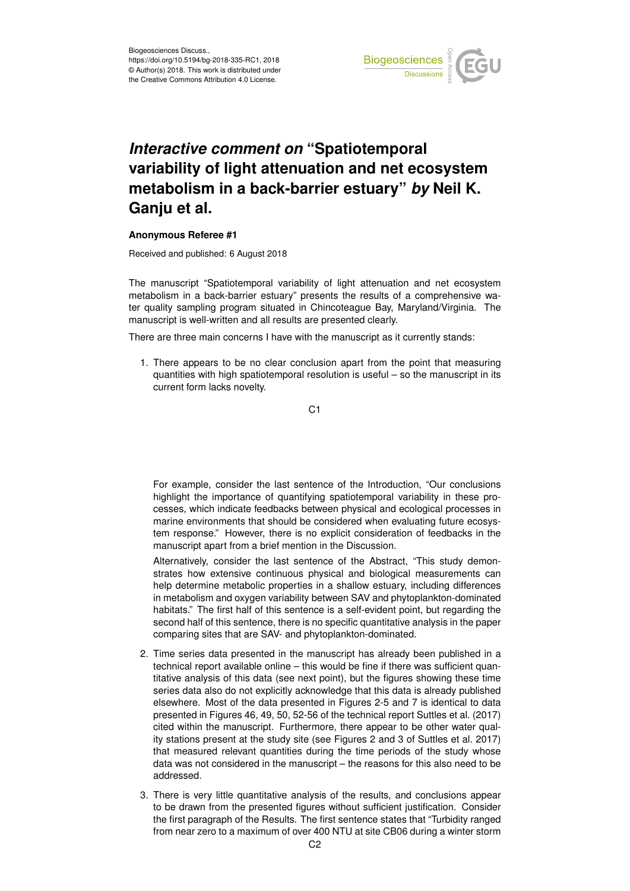Biogeosciences Discuss.,
https://doi.org/10.5194/bg-2018-335-RC1, 2018
© Author(s) 2018. This work is distributed under
the Creative Commons Attribution 4.0 License.

# *Interactive comment on* "Spatiotemporal variability of light attenuation and net ecosystem metabolism in a back-barrier estuary" *by* Neil K. Ganju et al.

**Anonymous Referee #1**

Received and published: 6 August 2018

The manuscript "Spatiotemporal variability of light attenuation and net ecosystem metabolism in a back-barrier estuary" presents the results of a comprehensive water quality sampling program situated in Chincoteague Bay, Maryland/Virginia. The manuscript is well-written and all results are presented clearly.

There are three main concerns I have with the manuscript as it currently stands:

1. There appears to be no clear conclusion apart from the point that measuring quantities with high spatiotemporal resolution is useful – so the manuscript in its current form lacks novelty.

   For example, consider the last sentence of the Introduction, "Our conclusions highlight the importance of quantifying spatiotemporal variability in these processes, which indicate feedbacks between physical and ecological processes in marine environments that should be considered when evaluating future ecosystem response." However, there is no explicit consideration of feedbacks in the manuscript apart from a brief mention in the Discussion.

   Alternatively, consider the last sentence of the Abstract, "This study demonstrates how extensive continuous physical and biological measurements can help determine metabolic properties in a shallow estuary, including differences in metabolism and oxygen variability between SAV and phytoplankton-dominated habitats." The first half of this sentence is a self-evident point, but regarding the second half of this sentence, there is no specific quantitative analysis in the paper comparing sites that are SAV- and phytoplankton-dominated.

2. Time series data presented in the manuscript has already been published in a technical report available online – this would be fine if there was sufficient quantitative analysis of this data (see next point), but the figures showing these time series data also do not explicitly acknowledge that this data is already published elsewhere. Most of the data presented in Figures 2-5 and 7 is identical to data presented in Figures 46, 49, 50, 52-56 of the technical report Suttles et al. (2017) cited within the manuscript. Furthermore, there appear to be other water quality stations present at the study site (see Figures 2 and 3 of Suttles et al. 2017) that measured relevant quantities during the time periods of the study whose data was not considered in the manuscript – the reasons for this also need to be addressed.

3. There is very little quantitative analysis of the results, and conclusions appear to be drawn from the presented figures without sufficient justification. Consider the first paragraph of the Results. The first sentence states that "Turbidity ranged from near zero to a maximum of over 400 NTU at site CB06 during a winter storm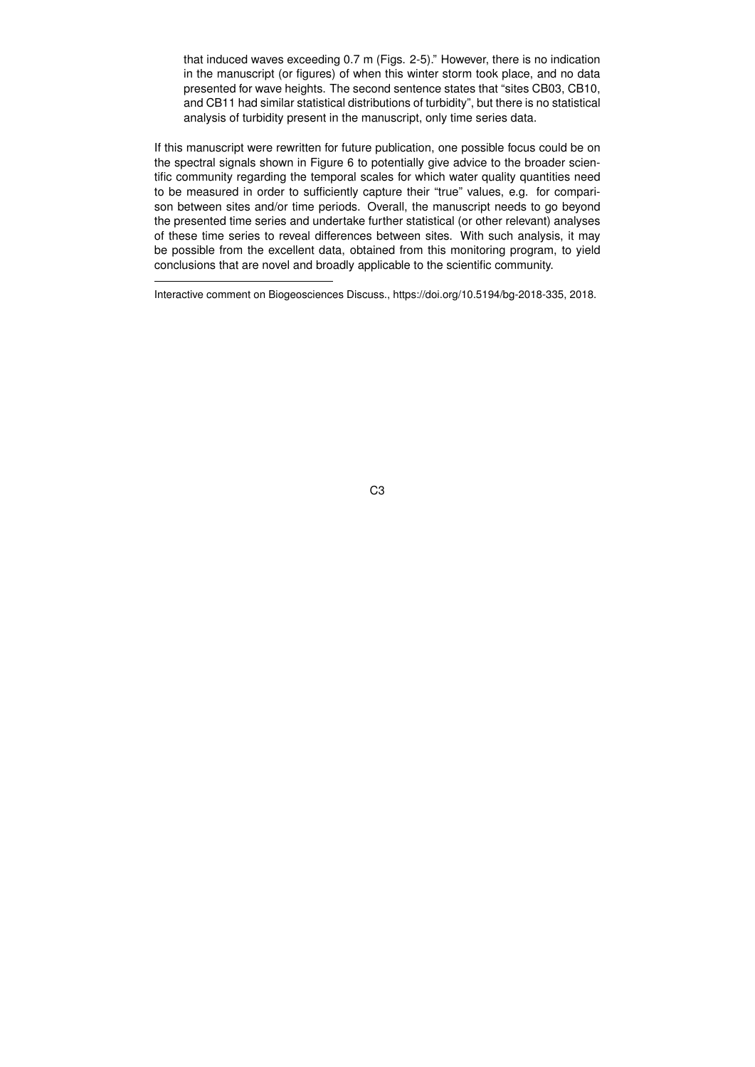that induced waves exceeding 0.7 m (Figs. 2-5)." However, there is no indication in the manuscript (or figures) of when this winter storm took place, and no data presented for wave heights. The second sentence states that "sites CB03, CB10, and CB11 had similar statistical distributions of turbidity", but there is no statistical analysis of turbidity present in the manuscript, only time series data.

If this manuscript were rewritten for future publication, one possible focus could be on the spectral signals shown in Figure 6 to potentially give advice to the broader scientific community regarding the temporal scales for which water quality quantities need to be measured in order to sufficiently capture their "true" values, e.g. for comparison between sites and/or time periods. Overall, the manuscript needs to go beyond the presented time series and undertake further statistical (or other relevant) analyses of these time series to reveal differences between sites. With such analysis, it may be possible from the excellent data, obtained from this monitoring program, to yield conclusions that are novel and broadly applicable to the scientific community.

---

Interactive comment on Biogeosciences Discuss., https://doi.org/10.5194/bg-2018-335, 2018.